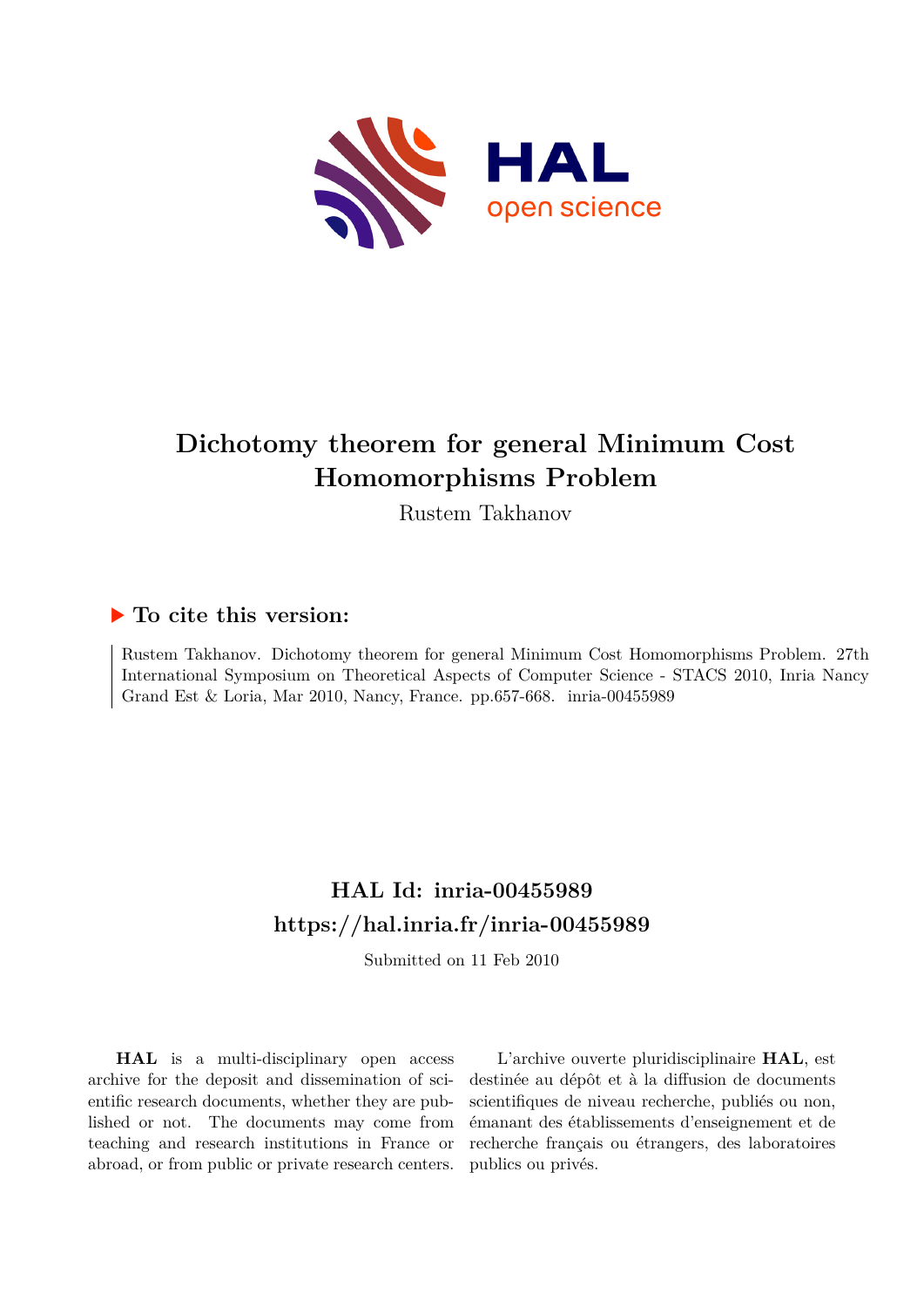# Dichotomy theorem for general Minimum Cost Homomorphisms Problem

Rustem Takhanov

## ▶ To cite this version:

Rustem Takhanov. Dichotomy theorem for general Minimum Cost Homomorphisms Problem. 27th International Symposium on Theoretical Aspects of Computer Science - STACS 2010, Inria Nancy Grand Est & Loria, Mar 2010, Nancy, France. pp.657-668. inria-00455989

## HAL Id: inria-00455989
## https://hal.inria.fr/inria-00455989

Submitted on 11 Feb 2010

**HAL** is a multi-disciplinary open access archive for the deposit and dissemination of scientific research documents, whether they are published or not. The documents may come from teaching and research institutions in France or abroad, or from public or private research centers.

L'archive ouverte pluridisciplinaire **HAL**, est destinée au dépôt et à la diffusion de documents scientifiques de niveau recherche, publiés ou non, émanant des établissements d'enseignement et de recherche français ou étrangers, des laboratoires publics ou privés.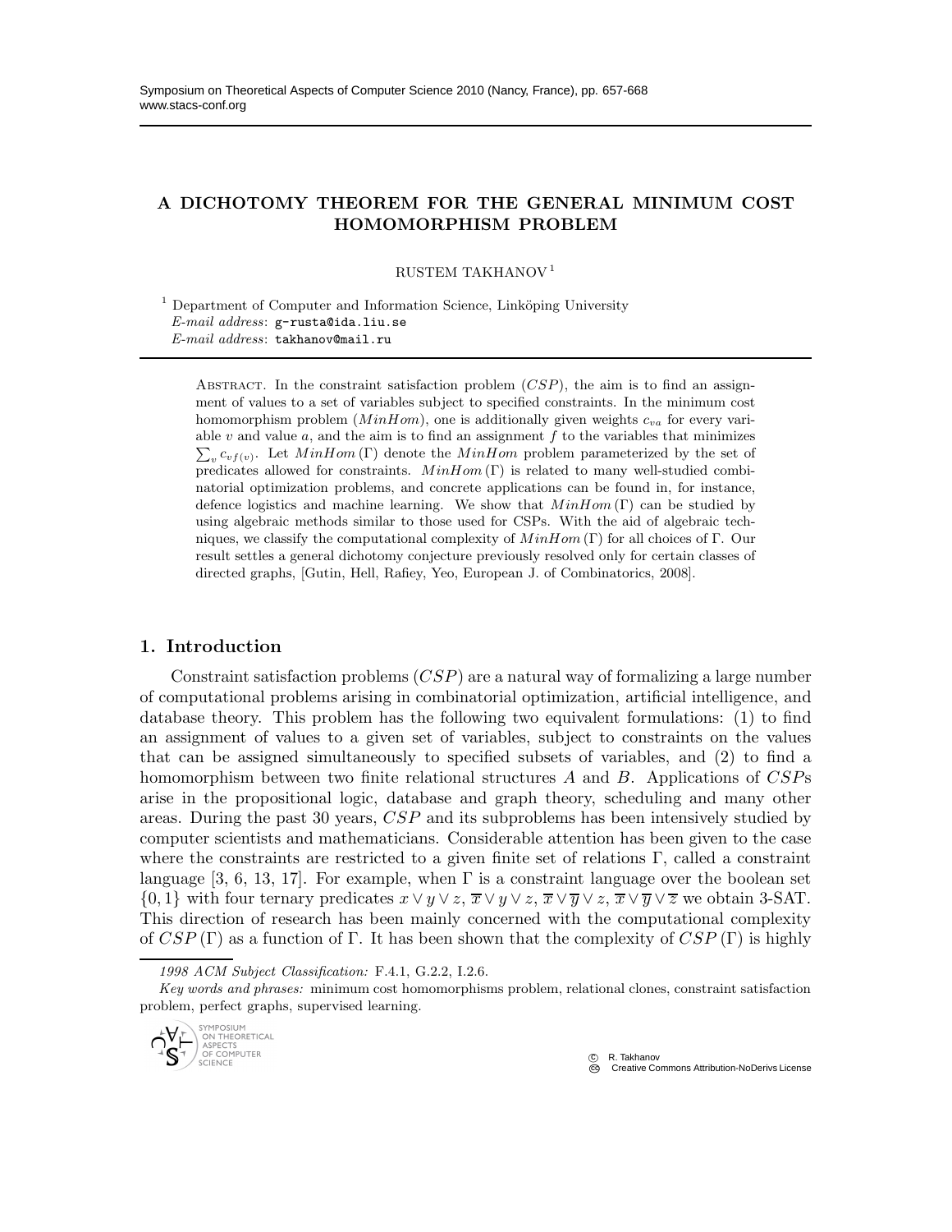# A DICHOTOMY THEOREM FOR THE GENERAL MINIMUM COST HOMOMORPHISM PROBLEM

RUSTEM TAKHANOV[1]

[1] Department of Computer and Information Science, Linköping University
*E-mail address*: g-rusta@ida.liu.se
*E-mail address*: takhanov@mail.ru

Abstract. In the constraint satisfaction problem ($CSP$), the aim is to find an assignment of values to a set of variables subject to specified constraints. In the minimum cost homomorphism problem ($MinHom$), one is additionally given weights $c_{va}$ for every variable $v$ and value $a$, and the aim is to find an assignment $f$ to the variables that minimizes $\sum_v c_{vf(v)}$. Let $MinHom(\Gamma)$ denote the $MinHom$ problem parameterized by the set of predicates allowed for constraints. $MinHom(\Gamma)$ is related to many well-studied combinatorial optimization problems, and concrete applications can be found in, for instance, defence logistics and machine learning. We show that $MinHom(\Gamma)$ can be studied by using algebraic methods similar to those used for CSPs. With the aid of algebraic techniques, we classify the computational complexity of $MinHom(\Gamma)$ for all choices of $\Gamma$. Our result settles a general dichotomy conjecture previously resolved only for certain classes of directed graphs, [Gutin, Hell, Rafiey, Yeo, European J. of Combinatorics, 2008].

## 1. Introduction

Constraint satisfaction problems ($CSP$) are a natural way of formalizing a large number of computational problems arising in combinatorial optimization, artificial intelligence, and database theory. This problem has the following two equivalent formulations: (1) to find an assignment of values to a given set of variables, subject to constraints on the values that can be assigned simultaneously to specified subsets of variables, and (2) to find a homomorphism between two finite relational structures $A$ and $B$. Applications of $CSP$s arise in the propositional logic, database and graph theory, scheduling and many other areas. During the past 30 years, $CSP$ and its subproblems has been intensively studied by computer scientists and mathematicians. Considerable attention has been given to the case where the constraints are restricted to a given finite set of relations $\Gamma$, called a constraint language [3, 6, 13, 17]. For example, when $\Gamma$ is a constraint language over the boolean set $\{0, 1\}$ with four ternary predicates $x \vee y \vee z$, $\overline{x} \vee y \vee z$, $\overline{x} \vee \overline{y} \vee z$, $\overline{x} \vee \overline{y} \vee \overline{z}$ we obtain 3-SAT. This direction of research has been mainly concerned with the computational complexity of $CSP(\Gamma)$ as a function of $\Gamma$. It has been shown that the complexity of $CSP(\Gamma)$ is highly

*1998 ACM Subject Classification:* F.4.1, G.2.2, I.2.6.

*Key words and phrases:* minimum cost homomorphisms problem, relational clones, constraint satisfaction problem, perfect graphs, supervised learning.

© R. Takhanov
Creative Commons Attribution-NoDerivs License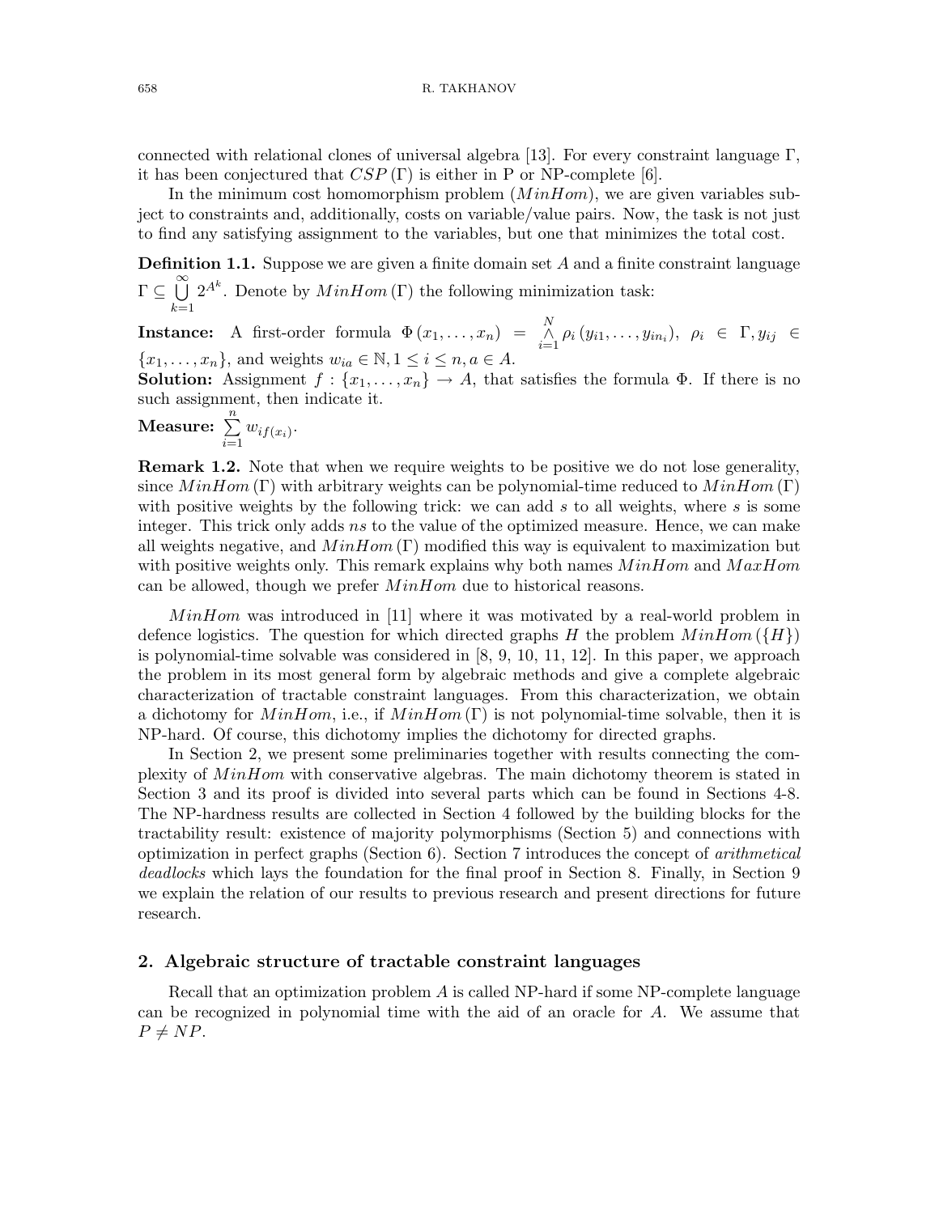connected with relational clones of universal algebra [13]. For every constraint language $\Gamma$, it has been conjectured that $CSP(\Gamma)$ is either in P or NP-complete [6].

In the minimum cost homomorphism problem ($MinHom$), we are given variables subject to constraints and, additionally, costs on variable/value pairs. Now, the task is not just to find any satisfying assignment to the variables, but one that minimizes the total cost.

**Definition 1.1.** Suppose we are given a finite domain set $A$ and a finite constraint language $\Gamma \subseteq \bigcup_{k=1}^{\infty} 2^{A^k}$. Denote by $MinHom(\Gamma)$ the following minimization task:

**Instance:** A first-order formula $\Phi(x_1, \ldots, x_n) = \bigwedge_{i=1}^{N} \rho_i(y_{i1}, \ldots, y_{in_i})$, $\rho_i \in \Gamma, y_{ij} \in \{x_1, \ldots, x_n\}$, and weights $w_{ia} \in \mathbb{N}, 1 \leq i \leq n, a \in A$.

**Solution:** Assignment $f : \{x_1, \ldots, x_n\} \to A$, that satisfies the formula $\Phi$. If there is no such assignment, then indicate it.

**Measure:** $\sum_{i=1}^{n} w_{if(x_i)}$.

**Remark 1.2.** Note that when we require weights to be positive we do not lose generality, since $MinHom(\Gamma)$ with arbitrary weights can be polynomial-time reduced to $MinHom(\Gamma)$ with positive weights by the following trick: we can add $s$ to all weights, where $s$ is some integer. This trick only adds $ns$ to the value of the optimized measure. Hence, we can make all weights negative, and $MinHom(\Gamma)$ modified this way is equivalent to maximization but with positive weights only. This remark explains why both names $MinHom$ and $MaxHom$ can be allowed, though we prefer $MinHom$ due to historical reasons.

$MinHom$ was introduced in [11] where it was motivated by a real-world problem in defence logistics. The question for which directed graphs $H$ the problem $MinHom(\{H\})$ is polynomial-time solvable was considered in [8, 9, 10, 11, 12]. In this paper, we approach the problem in its most general form by algebraic methods and give a complete algebraic characterization of tractable constraint languages. From this characterization, we obtain a dichotomy for $MinHom$, i.e., if $MinHom(\Gamma)$ is not polynomial-time solvable, then it is NP-hard. Of course, this dichotomy implies the dichotomy for directed graphs.

In Section 2, we present some preliminaries together with results connecting the complexity of $MinHom$ with conservative algebras. The main dichotomy theorem is stated in Section 3 and its proof is divided into several parts which can be found in Sections 4-8. The NP-hardness results are collected in Section 4 followed by the building blocks for the tractability result: existence of majority polymorphisms (Section 5) and connections with optimization in perfect graphs (Section 6). Section 7 introduces the concept of *arithmetical deadlocks* which lays the foundation for the final proof in Section 8. Finally, in Section 9 we explain the relation of our results to previous research and present directions for future research.

## 2. Algebraic structure of tractable constraint languages

Recall that an optimization problem $A$ is called NP-hard if some NP-complete language can be recognized in polynomial time with the aid of an oracle for $A$. We assume that $P \neq NP$.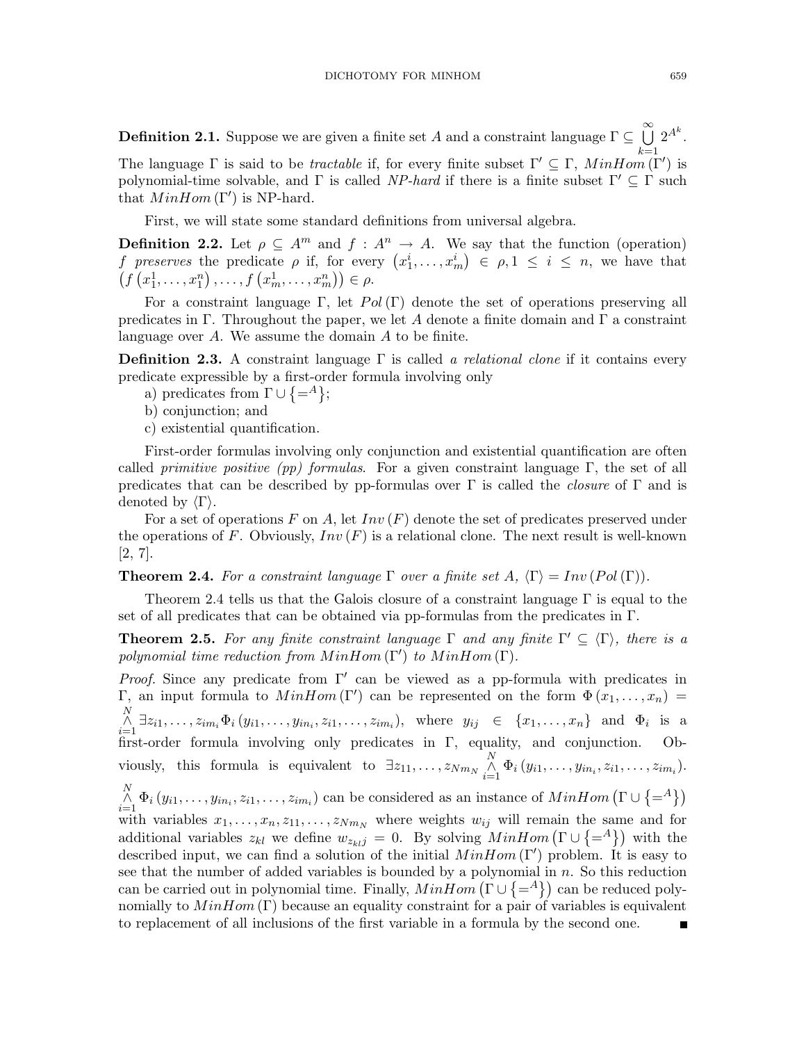**Definition 2.1.** Suppose we are given a finite set $A$ and a constraint language $\Gamma \subseteq \bigcup_{k=1}^{\infty} 2^{A^k}$. The language $\Gamma$ is said to be *tractable* if, for every finite subset $\Gamma' \subseteq \Gamma$, $MinHom(\Gamma')$ is polynomial-time solvable, and $\Gamma$ is called *NP-hard* if there is a finite subset $\Gamma' \subseteq \Gamma$ such that $MinHom(\Gamma')$ is NP-hard.

First, we will state some standard definitions from universal algebra.

**Definition 2.2.** Let $\rho \subseteq A^m$ and $f : A^n \to A$. We say that the function (operation) $f$ *preserves* the predicate $\rho$ if, for every $(x_1^i, \dots, x_m^i) \in \rho, 1 \le i \le n$, we have that $(f(x_1^1, \dots, x_1^n), \dots, f(x_m^1, \dots, x_m^n)) \in \rho$.

For a constraint language $\Gamma$, let $Pol(\Gamma)$ denote the set of operations preserving all predicates in $\Gamma$. Throughout the paper, we let $A$ denote a finite domain and $\Gamma$ a constraint language over $A$. We assume the domain $A$ to be finite.

**Definition 2.3.** A constraint language $\Gamma$ is called *a relational clone* if it contains every predicate expressible by a first-order formula involving only

a) predicates from $\Gamma \cup \{=^A\}$;

b) conjunction; and

c) existential quantification.

First-order formulas involving only conjunction and existential quantification are often called *primitive positive (pp) formulas*. For a given constraint language $\Gamma$, the set of all predicates that can be described by pp-formulas over $\Gamma$ is called the *closure* of $\Gamma$ and is denoted by $\langle \Gamma \rangle$.

For a set of operations $F$ on $A$, let $Inv(F)$ denote the set of predicates preserved under the operations of $F$. Obviously, $Inv(F)$ is a relational clone. The next result is well-known [2, 7].

**Theorem 2.4.** *For a constraint language $\Gamma$ over a finite set $A$, $\langle \Gamma \rangle = Inv(Pol(\Gamma))$.*

Theorem 2.4 tells us that the Galois closure of a constraint language $\Gamma$ is equal to the set of all predicates that can be obtained via pp-formulas from the predicates in $\Gamma$.

**Theorem 2.5.** *For any finite constraint language $\Gamma$ and any finite $\Gamma' \subseteq \langle \Gamma \rangle$, there is a polynomial time reduction from $MinHom(\Gamma')$ to $MinHom(\Gamma)$.*

*Proof.* Since any predicate from $\Gamma'$ can be viewed as a pp-formula with predicates in $\Gamma$, an input formula to $MinHom(\Gamma')$ can be represented on the form $\Phi(x_1, \dots, x_n) = \bigwedge_{i=1}^{N} \exists z_{i1}, \dots, z_{im_i} \Phi_i(y_{i1}, \dots, y_{in_i}, z_{i1}, \dots, z_{im_i})$, where $y_{ij} \in \{x_1, \dots, x_n\}$ and $\Phi_i$ is a first-order formula involving only predicates in $\Gamma$, equality, and conjunction. Obviously, this formula is equivalent to $\exists z_{11}, \dots, z_{Nm_N} \bigwedge_{i=1}^{N} \Phi_i(y_{i1}, \dots, y_{in_i}, z_{i1}, \dots, z_{im_i})$. $\bigwedge_{i=1}^{N} \Phi_i(y_{i1}, \dots, y_{in_i}, z_{i1}, \dots, z_{im_i})$ can be considered as an instance of $MinHom(\Gamma \cup \{=^A\})$ with variables $x_1, \dots, x_n, z_{11}, \dots, z_{Nm_N}$ where weights $w_{ij}$ will remain the same and for additional variables $z_{kl}$ we define $w_{z_{kl}j} = 0$. By solving $MinHom(\Gamma \cup \{=^A\})$ with the described input, we can find a solution of the initial $MinHom(\Gamma')$ problem. It is easy to see that the number of added variables is bounded by a polynomial in $n$. So this reduction can be carried out in polynomial time. Finally, $MinHom(\Gamma \cup \{=^A\})$ can be reduced polynomially to $MinHom(\Gamma)$ because an equality constraint for a pair of variables is equivalent to replacement of all inclusions of the first variable in a formula by the second one. ∎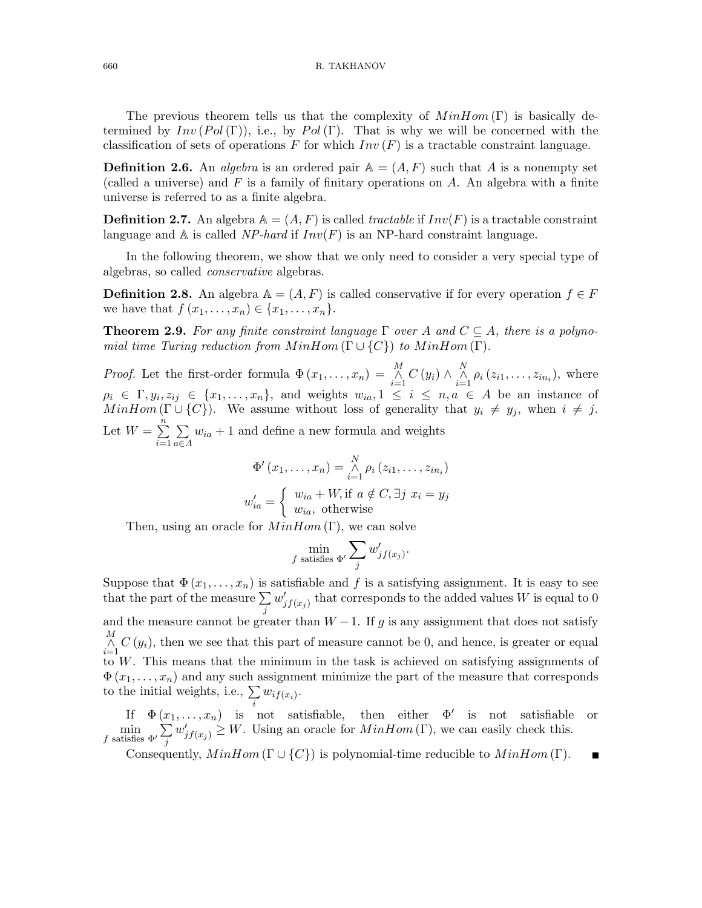The previous theorem tells us that the complexity of $MinHom(\Gamma)$ is basically determined by $Inv(Pol(\Gamma))$, i.e., by $Pol(\Gamma)$. That is why we will be concerned with the classification of sets of operations $F$ for which $Inv(F)$ is a tractable constraint language.

**Definition 2.6.** An *algebra* is an ordered pair $\mathbb{A} = (A, F)$ such that $A$ is a nonempty set (called a universe) and $F$ is a family of finitary operations on $A$. An algebra with a finite universe is referred to as a finite algebra.

**Definition 2.7.** An algebra $\mathbb{A} = (A, F)$ is called *tractable* if $Inv(F)$ is a tractable constraint language and $\mathbb{A}$ is called *NP-hard* if $Inv(F)$ is an NP-hard constraint language.

In the following theorem, we show that we only need to consider a very special type of algebras, so called *conservative* algebras.

**Definition 2.8.** An algebra $\mathbb{A} = (A, F)$ is called conservative if for every operation $f \in F$ we have that $f(x_1, \dots, x_n) \in \{x_1, \dots, x_n\}$.

**Theorem 2.9.** *For any finite constraint language $\Gamma$ over $A$ and $C \subseteq A$, there is a polynomial time Turing reduction from $MinHom(\Gamma \cup \{C\})$ to $MinHom(\Gamma)$.*

*Proof.* Let the first-order formula $\Phi(x_1, \dots, x_n) = \overset{M}{\underset{i=1}{\wedge}} C(y_i) \wedge \overset{N}{\underset{i=1}{\wedge}} \rho_i(z_{i1}, \dots, z_{in_i})$, where $\rho_i \in \Gamma, y_i, z_{ij} \in \{x_1, \dots, x_n\}$, and weights $w_{ia}, 1 \leq i \leq n, a \in A$ be an instance of $MinHom(\Gamma \cup \{C\})$. We assume without loss of generality that $y_i \neq y_j$, when $i \neq j$. Let $W = \sum_{i=1}^{n} \sum_{a \in A} w_{ia} + 1$ and define a new formula and weights

$$\Phi'(x_1, \dots, x_n) = \overset{N}{\underset{i=1}{\wedge}} \rho_i(z_{i1}, \dots, z_{in_i})$$

$$w'_{ia} = \begin{cases} w_{ia} + W, \text{if } a \notin C, \exists j \; x_i = y_j \\ w_{ia}, \text{ otherwise} \end{cases}$$

Then, using an oracle for $MinHom(\Gamma)$, we can solve

$$\min_{f \text{ satisfies } \Phi'} \sum_j w'_{jf(x_j)}.$$

Suppose that $\Phi(x_1, \dots, x_n)$ is satisfiable and $f$ is a satisfying assignment. It is easy to see that the part of the measure $\sum_j w'_{jf(x_j)}$ that corresponds to the added values $W$ is equal to 0 and the measure cannot be greater than $W - 1$. If $g$ is any assignment that does not satisfy $\overset{M}{\underset{i=1}{\wedge}} C(y_i)$, then we see that this part of measure cannot be 0, and hence, is greater or equal to $W$. This means that the minimum in the task is achieved on satisfying assignments of $\Phi(x_1, \dots, x_n)$ and any such assignment minimize the part of the measure that corresponds to the initial weights, i.e., $\sum_i w_{if(x_i)}$.

If $\Phi(x_1, \dots, x_n)$ is not satisfiable, then either $\Phi'$ is not satisfiable or $\min_{f \text{ satisfies } \Phi'} \sum_j w'_{jf(x_j)} \geq W$. Using an oracle for $MinHom(\Gamma)$, we can easily check this.

Consequently, $MinHom(\Gamma \cup \{C\})$ is polynomial-time reducible to $MinHom(\Gamma)$. ∎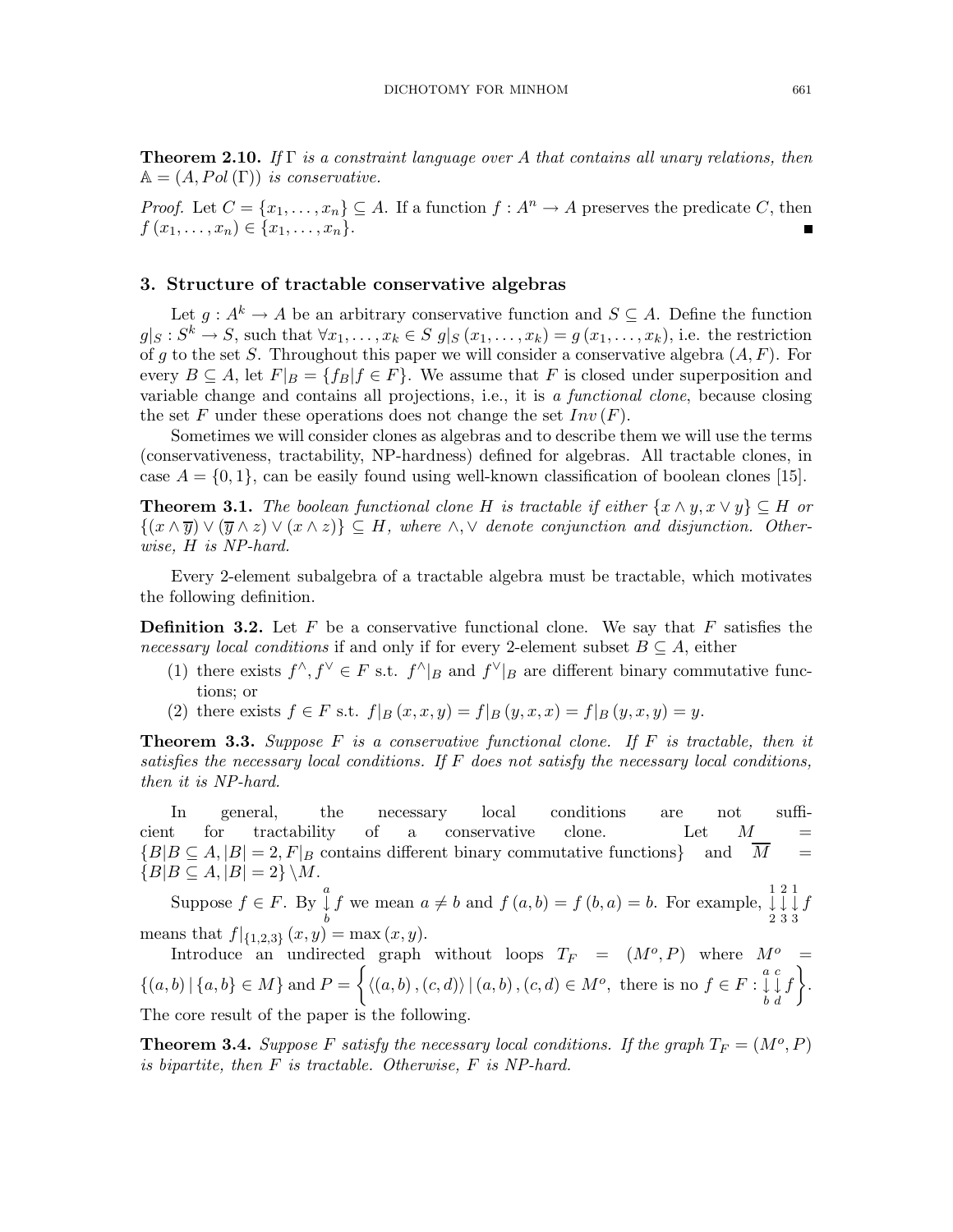**Theorem 2.10.** *If $\Gamma$ is a constraint language over $A$ that contains all unary relations, then $\mathbb{A} = (A, Pol(\Gamma))$ is conservative.*

*Proof.* Let $C = \{x_1, \dots, x_n\} \subseteq A$. If a function $f : A^n \to A$ preserves the predicate $C$, then $f(x_1, \dots, x_n) \in \{x_1, \dots, x_n\}$. ∎

## 3. Structure of tractable conservative algebras

Let $g : A^k \to A$ be an arbitrary conservative function and $S \subseteq A$. Define the function $g|_S : S^k \to S$, such that $\forall x_1, \dots, x_k \in S$ $g|_S(x_1, \dots, x_k) = g(x_1, \dots, x_k)$, i.e. the restriction of $g$ to the set $S$. Throughout this paper we will consider a conservative algebra $(A, F)$. For every $B \subseteq A$, let $F|_B = \{f_B | f \in F\}$. We assume that $F$ is closed under superposition and variable change and contains all projections, i.e., it is *a functional clone*, because closing the set $F$ under these operations does not change the set $Inv(F)$.

Sometimes we will consider clones as algebras and to describe them we will use the terms (conservativeness, tractability, NP-hardness) defined for algebras. All tractable clones, in case $A = \{0, 1\}$, can be easily found using well-known classification of boolean clones [15].

**Theorem 3.1.** *The boolean functional clone $H$ is tractable if either $\{x \wedge y, x \vee y\} \subseteq H$ or $\{(x \wedge \overline{y}) \vee (\overline{y} \wedge z) \vee (x \wedge z)\} \subseteq H$, where $\wedge, \vee$ denote conjunction and disjunction. Otherwise, $H$ is NP-hard.*

Every 2-element subalgebra of a tractable algebra must be tractable, which motivates the following definition.

**Definition 3.2.** Let $F$ be a conservative functional clone. We say that $F$ satisfies the *necessary local conditions* if and only if for every 2-element subset $B \subseteq A$, either

1. there exists $f^\wedge, f^\vee \in F$ s.t. $f^\wedge|_B$ and $f^\vee|_B$ are different binary commutative functions; or
2. there exists $f \in F$ s.t. $f|_B(x, x, y) = f|_B(y, x, x) = f|_B(y, x, y) = y$.

**Theorem 3.3.** *Suppose $F$ is a conservative functional clone. If $F$ is tractable, then it satisfies the necessary local conditions. If $F$ does not satisfy the necessary local conditions, then it is NP-hard.*

In general, the necessary local conditions are not sufficient for tractability of a conservative clone. Let $M = \{B | B \subseteq A, |B| = 2, F|_B \text{ contains different binary commutative functions}\}$ and $\overline{M} = \{B | B \subseteq A, |B| = 2\} \setminus M$.

Suppose $f \in F$. By $\overset{a}{\underset{b}{\downarrow}} f$ we mean $a \neq b$ and $f(a, b) = f(b, a) = b$. For example, $\overset{1}{\underset{2}{\downarrow}}\overset{2}{\underset{3}{\downarrow}}\overset{1}{\underset{3}{\downarrow}} f$ means that $f|_{\{1,2,3\}}(x, y) = \max(x, y)$.

Introduce an undirected graph without loops $T_F = (M^o, P)$ where $M^o = \{(a, b) \,|\, \{a, b\} \in M\}$ and $P = \left\{ \langle (a, b), (c, d) \rangle \,|\, (a, b), (c, d) \in M^o, \text{ there is no } f \in F : \overset{a}{\underset{b}{\downarrow}}\overset{c}{\underset{d}{\downarrow}} f \right\}$. The core result of the paper is the following.

**Theorem 3.4.** *Suppose $F$ satisfy the necessary local conditions. If the graph $T_F = (M^o, P)$ is bipartite, then $F$ is tractable. Otherwise, $F$ is NP-hard.*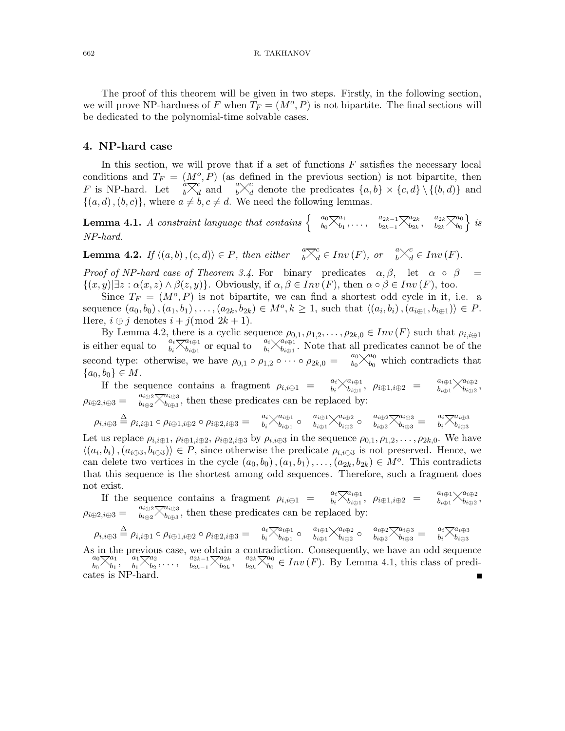The proof of this theorem will be given in two steps. Firstly, in the following section, we will prove NP-hardness of $F$ when $T_F = (M^o, P)$ is not bipartite. The final sections will be dedicated to the polynomial-time solvable cases.

## 4. NP-hard case

In this section, we will prove that if a set of functions $F$ satisfies the necessary local conditions and $T_F = (M^o, P)$ (as defined in the previous section) is not bipartite, then $F$ is NP-hard. Let ${}^{a}_{b}\overline{\times}{}^{c}_{d}$ and ${}^{a}_{b}\times{}^{c}_{d}$ denote the predicates $\{a, b\} \times \{c, d\} \setminus \{(b, d)\}$ and $\{(a, d), (b, c)\}$, where $a \neq b, c \neq d$. We need the following lemmas.

**Lemma 4.1.** *A constraint language that contains* $\left\{ {}^{a_0}_{b_0}\overline{\times}{}^{a_1}_{b_1}, \dots, {}^{a_{2k-1}}_{b_{2k-1}}\overline{\times}{}^{a_{2k}}_{b_{2k}}, {}^{a_{2k}}_{b_{2k}}\overline{\times}{}^{a_0}_{b_0} \right\}$ *is NP-hard.*

**Lemma 4.2.** *If* $\langle (a, b), (c, d) \rangle \in P$*, then either* ${}^{a}_{b}\overline{\times}{}^{c}_{d} \in Inv(F)$*, or* ${}^{a}_{b}\times{}^{c}_{d} \in Inv(F)$*.*

*Proof of NP-hard case of Theorem 3.4.* For binary predicates $\alpha, \beta$, let $\alpha \circ \beta = \{(x, y) | \exists z : \alpha(x, z) \wedge \beta(z, y)\}$. Obviously, if $\alpha, \beta \in Inv(F)$, then $\alpha \circ \beta \in Inv(F)$, too.

Since $T_F = (M^o, P)$ is not bipartite, we can find a shortest odd cycle in it, i.e. a sequence $(a_0, b_0), (a_1, b_1), \dots, (a_{2k}, b_{2k}) \in M^o, k \geq 1$, such that $\langle (a_i, b_i), (a_{i \oplus 1}, b_{i \oplus 1}) \rangle \in P$. Here, $i \oplus j$ denotes $i + j (\text{mod } 2k + 1)$.

By Lemma 4.2, there is a cyclic sequence $\rho_{0,1}, \rho_{1,2}, \dots, \rho_{2k,0} \in Inv(F)$ such that $\rho_{i,i\oplus 1}$ is either equal to ${}^{a_i}_{b_i}\overline{\times}{}^{a_{i\oplus 1}}_{b_{i\oplus 1}}$ or equal to ${}^{a_i}_{b_i}\times{}^{a_{i\oplus 1}}_{b_{i\oplus 1}}$. Note that all predicates cannot be of the second type: otherwise, we have $\rho_{0,1} \circ \rho_{1,2} \circ \dots \circ \rho_{2k,0} = {}^{a_0}_{b_0}\times{}^{a_0}_{b_0}$ which contradicts that $\{a_0, b_0\} \in M$.

If the sequence contains a fragment $\rho_{i,i\oplus 1} = {}^{a_i}_{b_i}\times{}^{a_{i\oplus 1}}_{b_{i\oplus 1}}$, $\rho_{i\oplus 1,i\oplus 2} = {}^{a_{i\oplus 1}}_{b_{i\oplus 1}}\times{}^{a_{i\oplus 2}}_{b_{i\oplus 2}}$, $\rho_{i\oplus 2,i\oplus 3} = {}^{a_{i\oplus 2}}_{b_{i\oplus 2}}\overline{\times}{}^{a_{i\oplus 3}}_{b_{i\oplus 3}}$, then these predicates can be replaced by:

$$\rho_{i,i\oplus 3} \stackrel{\Delta}{=} \rho_{i,i\oplus 1} \circ \rho_{i\oplus 1,i\oplus 2} \circ \rho_{i\oplus 2,i\oplus 3} = {}^{a_i}_{b_i}\times{}^{a_{i\oplus 1}}_{b_{i\oplus 1}} \circ {}^{a_{i\oplus 1}}_{b_{i\oplus 1}}\times{}^{a_{i\oplus 2}}_{b_{i\oplus 2}} \circ {}^{a_{i\oplus 2}}_{b_{i\oplus 2}}\overline{\times}{}^{a_{i\oplus 3}}_{b_{i\oplus 3}} = {}^{a_i}_{b_i}\overline{\times}{}^{a_{i\oplus 3}}_{b_{i\oplus 3}}$$

Let us replace $\rho_{i,i\oplus 1}$, $\rho_{i\oplus 1,i\oplus 2}$, $\rho_{i\oplus 2,i\oplus 3}$ by $\rho_{i,i\oplus 3}$ in the sequence $\rho_{0,1}, \rho_{1,2}, \dots, \rho_{2k,0}$. We have $\langle (a_i, b_i), (a_{i\oplus 3}, b_{i\oplus 3}) \rangle \in P$, since otherwise the predicate $\rho_{i,i\oplus 3}$ is not preserved. Hence, we can delete two vertices in the cycle $(a_0, b_0), (a_1, b_1), \dots, (a_{2k}, b_{2k}) \in M^o$. This contradicts that this sequence is the shortest among odd sequences. Therefore, such a fragment does not exist.

If the sequence contains a fragment $\rho_{i,i\oplus 1} = {}^{a_i}_{b_i}\overline{\times}{}^{a_{i\oplus 1}}_{b_{i\oplus 1}}$, $\rho_{i\oplus 1,i\oplus 2} = {}^{a_{i\oplus 1}}_{b_{i\oplus 1}}\times{}^{a_{i\oplus 2}}_{b_{i\oplus 2}}$, $\rho_{i\oplus 2,i\oplus 3} = {}^{a_{i\oplus 2}}_{b_{i\oplus 2}}\times{}^{a_{i\oplus 3}}_{b_{i\oplus 3}}$, then these predicates can be replaced by:

$$\rho_{i,i\oplus 3} \stackrel{\Delta}{=} \rho_{i,i\oplus 1} \circ \rho_{i\oplus 1,i\oplus 2} \circ \rho_{i\oplus 2,i\oplus 3} = {}^{a_i}_{b_i}\overline{\times}{}^{a_{i\oplus 1}}_{b_{i\oplus 1}} \circ {}^{a_{i\oplus 1}}_{b_{i\oplus 1}}\times{}^{a_{i\oplus 2}}_{b_{i\oplus 2}} \circ {}^{a_{i\oplus 2}}_{b_{i\oplus 2}}\overline{\times}{}^{a_{i\oplus 3}}_{b_{i\oplus 3}} = {}^{a_i}_{b_i}\overline{\times}{}^{a_{i\oplus 3}}_{b_{i\oplus 3}}$$

As in the previous case, we obtain a contradiction. Consequently, we have an odd sequence ${}^{a_0}_{b_0}\overline{\times}{}^{a_1}_{b_1}, {}^{a_1}_{b_1}\overline{\times}{}^{a_2}_{b_2}, \dots, {}^{a_{2k-1}}_{b_{2k-1}}\overline{\times}{}^{a_{2k}}_{b_{2k}}, {}^{a_{2k}}_{b_{2k}}\overline{\times}{}^{a_0}_{b_0} \in Inv(F)$. By Lemma 4.1, this class of predicates is NP-hard. ∎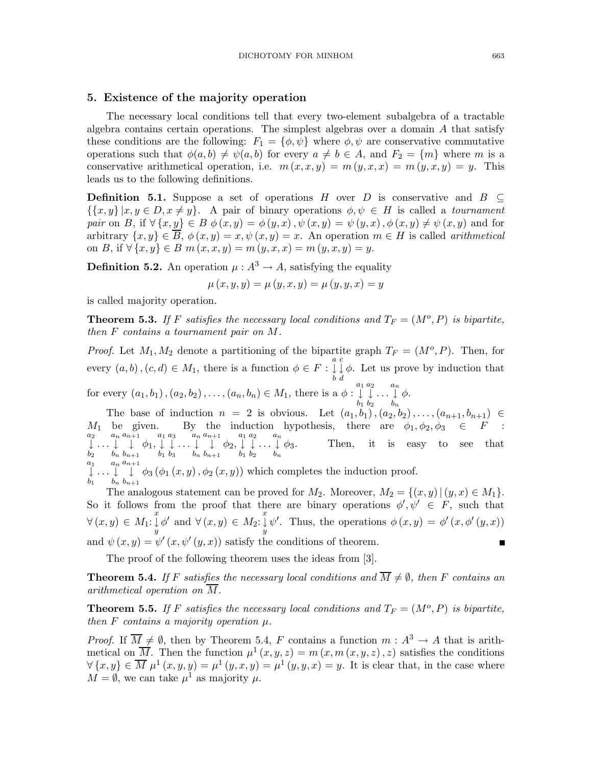## 5. Existence of the majority operation

The necessary local conditions tell that every two-element subalgebra of a tractable algebra contains certain operations. The simplest algebras over a domain $A$ that satisfy these conditions are the following: $F_1 = \{\phi, \psi\}$ where $\phi, \psi$ are conservative commutative operations such that $\phi(a,b) \neq \psi(a,b)$ for every $a \neq b \in A$, and $F_2 = \{m\}$ where $m$ is a conservative arithmetical operation, i.e. $m(x,x,y) = m(y,x,x) = m(y,x,y) = y$. This leads us to the following definitions.

**Definition 5.1.** Suppose a set of operations $H$ over $D$ is conservative and $B \subseteq \{\{x,y\} \mid x,y \in D, x \neq y\}$. A pair of binary operations $\phi, \psi \in H$ is called a *tournament pair* on $B$, if $\forall \{x,y\} \in B$ $\phi(x,y) = \phi(y,x), \psi(x,y) = \psi(y,x), \phi(x,y) \neq \psi(x,y)$ and for arbitrary $\{x,y\} \in \overline{B}$, $\phi(x,y) = x, \psi(x,y) = x$. An operation $m \in H$ is called *arithmetical* on $B$, if $\forall \{x,y\} \in B$ $m(x,x,y) = m(y,x,x) = m(y,x,y) = y$.

**Definition 5.2.** An operation $\mu : A^3 \to A$, satisfying the equality

$$\mu(x,y,y) = \mu(y,x,y) = \mu(y,y,x) = y$$

is called majority operation.

**Theorem 5.3.** *If $F$ satisfies the necessary local conditions and $T_F = (M^o, P)$ is bipartite, then $F$ contains a tournament pair on $M$.*

*Proof.* Let $M_1, M_2$ denote a partitioning of the bipartite graph $T_F = (M^o, P)$. Then, for every $(a,b), (c,d) \in M_1$, there is a function $\phi \in F : \overset{a}{\underset{b}{\downarrow}}\overset{c}{\underset{d}{\downarrow}} \phi$. Let us prove by induction that for every $(a_1,b_1), (a_2,b_2), \ldots, (a_n,b_n) \in M_1$, there is a $\phi : \overset{a_1}{\underset{b_1}{\downarrow}}\overset{a_2}{\underset{b_2}{\downarrow}} \ldots \overset{a_n}{\underset{b_n}{\downarrow}} \phi$.

The base of induction $n = 2$ is obvious. Let $(a_1,b_1), (a_2,b_2), \ldots, (a_{n+1},b_{n+1}) \in M_1$ be given. By the induction hypothesis, there are $\phi_1, \phi_2, \phi_3 \in F$ : $\overset{a_2}{\underset{b_2}{\downarrow}} \ldots \overset{a_n}{\underset{b_n}{\downarrow}}\overset{a_{n+1}}{\underset{b_{n+1}}{\downarrow}} \phi_1, \overset{a_1}{\underset{b_1}{\downarrow}}\overset{a_3}{\underset{b_3}{\downarrow}} \ldots \overset{a_n}{\underset{b_n}{\downarrow}}\overset{a_{n+1}}{\underset{b_{n+1}}{\downarrow}} \phi_2, \overset{a_1}{\underset{b_1}{\downarrow}}\overset{a_2}{\underset{b_2}{\downarrow}} \ldots \overset{a_n}{\underset{b_n}{\downarrow}} \phi_3$. Then, it is easy to see that $\overset{a_1}{\underset{b_1}{\downarrow}} \ldots \overset{a_n}{\underset{b_n}{\downarrow}}\overset{a_{n+1}}{\underset{b_{n+1}}{\downarrow}} \phi_3(\phi_1(x,y), \phi_2(x,y))$ which completes the induction proof.

The analogous statement can be proved for $M_2$. Moreover, $M_2 = \{(x,y) \mid (y,x) \in M_1\}$. So it follows from the proof that there are binary operations $\phi', \psi' \in F$, such that $\forall (x,y) \in M_1$: $\overset{x}{\underset{y}{\downarrow}} \phi'$ and $\forall (x,y) \in M_2$: $\overset{x}{\underset{y}{\downarrow}} \psi'$. Thus, the operations $\phi(x,y) = \phi'(x, \phi'(y,x))$ and $\psi(x,y) = \psi'(x, \psi'(y,x))$ satisfy the conditions of theorem. ∎

The proof of the following theorem uses the ideas from [3].

**Theorem 5.4.** *If $F$ satisfies the necessary local conditions and $\overline{M} \neq \emptyset$, then $F$ contains an arithmetical operation on $\overline{M}$.*

**Theorem 5.5.** *If $F$ satisfies the necessary local conditions and $T_F = (M^o, P)$ is bipartite, then $F$ contains a majority operation $\mu$.*

*Proof.* If $\overline{M} \neq \emptyset$, then by Theorem 5.4, $F$ contains a function $m : A^3 \to A$ that is arithmetical on $\overline{M}$. Then the function $\mu^1(x,y,z) = m(x, m(x,y,z), z)$ satisfies the conditions $\forall \{x,y\} \in \overline{M}$ $\mu^1(x,y,y) = \mu^1(y,x,y) = \mu^1(y,y,x) = y$. It is clear that, in the case where $M = \emptyset$, we can take $\mu^1$ as majority $\mu$.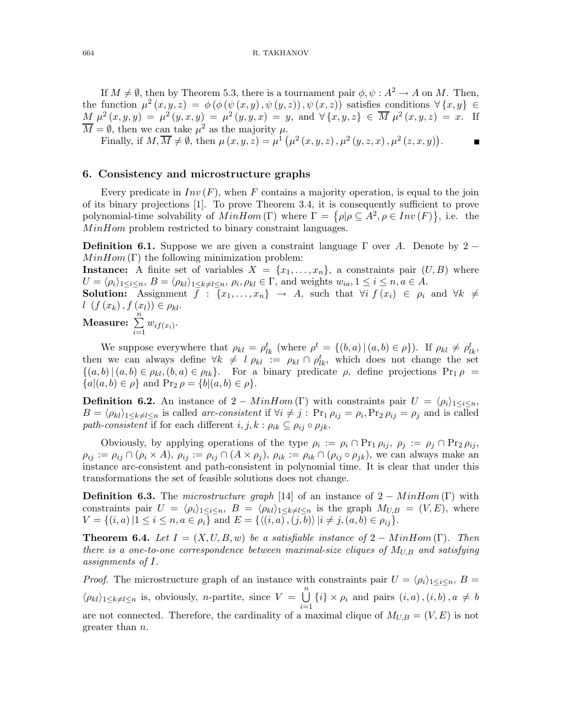If $M \neq \emptyset$, then by Theorem 5.3, there is a tournament pair $\phi, \psi : A^2 \to A$ on $M$. Then, the function $\mu^2(x, y, z) = \phi(\phi(\psi(x, y), \psi(y, z)), \psi(x, z))$ satisfies conditions $\forall \{x, y\} \in M$ $\mu^2(x, y, y) = \mu^2(y, x, y) = \mu^2(y, y, x) = y$, and $\forall \{x, y, z\} \in \overline{M}$ $\mu^2(x, y, z) = x$. If $\overline{M} = \emptyset$, then we can take $\mu^2$ as the majority $\mu$.

Finally, if $M, \overline{M} \neq \emptyset$, then $\mu(x, y, z) = \mu^1\left(\mu^2(x, y, z), \mu^2(y, z, x), \mu^2(z, x, y)\right)$. ∎

## 6. Consistency and microstructure graphs

Every predicate in $Inv(F)$, when $F$ contains a majority operation, is equal to the join of its binary projections [1]. To prove Theorem 3.4, it is consequently sufficient to prove polynomial-time solvability of $MinHom(\Gamma)$ where $\Gamma = \left\{\rho | \rho \subseteq A^2, \rho \in Inv(F)\right\}$, i.e. the $MinHom$ problem restricted to binary constraint languages.

**Definition 6.1.** Suppose we are given a constraint language $\Gamma$ over $A$. Denote by $2-MinHom(\Gamma)$ the following minimization problem:
**Instance:** A finite set of variables $X = \{x_1, \ldots, x_n\}$, a constraints pair $(U, B)$ where $U = \langle \rho_i \rangle_{1 \leq i \leq n}$, $B = \langle \rho_{kl} \rangle_{1 \leq k \neq l \leq n}$, $\rho_i, \rho_{kl} \in \Gamma$, and weights $w_{ia}, 1 \leq i \leq n, a \in A$.
**Solution:** Assignment $f : \{x_1, \ldots, x_n\} \to A$, such that $\forall i \; f(x_i) \in \rho_i$ and $\forall k \neq l \; (f(x_k), f(x_l)) \in \rho_{kl}$.
**Measure:** $\sum\limits_{i=1}^{n} w_{if(x_i)}$.

We suppose everywhere that $\rho_{kl} = \rho_{lk}^t$ (where $\rho^t = \{(b, a) \,|\, (a, b) \in \rho\}$). If $\rho_{kl} \neq \rho_{lk}^t$, then we can always define $\forall k \neq l \; \rho_{kl} := \rho_{kl} \cap \rho_{lk}^t$, which does not change the set $\{(a, b) \,|\, (a, b) \in \rho_{kl}, (b, a) \in \rho_{lk}\}$. For a binary predicate $\rho$, define projections $\Pr_1 \rho = \{a | (a, b) \in \rho\}$ and $\Pr_2 \rho = \{b | (a, b) \in \rho\}$.

**Definition 6.2.** An instance of $2-MinHom(\Gamma)$ with constraints pair $U = \langle \rho_i \rangle_{1 \leq i \leq n}$, $B = \langle \rho_{kl} \rangle_{1 \leq k \neq l \leq n}$ is called *arc-consistent* if $\forall i \neq j : \Pr_1 \rho_{ij} = \rho_i, \Pr_2 \rho_{ij} = \rho_j$ and is called *path-consistent* if for each different $i, j, k : \rho_{ik} \subseteq \rho_{ij} \circ \rho_{jk}$.

Obviously, by applying operations of the type $\rho_i := \rho_i \cap \Pr_1 \rho_{ij}$, $\rho_j := \rho_j \cap \Pr_2 \rho_{ij}$, $\rho_{ij} := \rho_{ij} \cap (\rho_i \times A)$, $\rho_{ij} := \rho_{ij} \cap (A \times \rho_j)$, $\rho_{ik} := \rho_{ik} \cap (\rho_{ij} \circ \rho_{jk})$, we can always make an instance arc-consistent and path-consistent in polynomial time. It is clear that under this transformations the set of feasible solutions does not change.

**Definition 6.3.** The *microstructure graph* [14] of an instance of $2-MinHom(\Gamma)$ with constraints pair $U = \langle \rho_i \rangle_{1 \leq i \leq n}$, $B = \langle \rho_{kl} \rangle_{1 \leq k \neq l \leq n}$ is the graph $M_{U,B} = (V, E)$, where $V = \{(i, a) \,| 1 \leq i \leq n, a \in \rho_i\}$ and $E = \{\langle (i, a), (j, b) \rangle \,| i \neq j, (a, b) \in \rho_{ij}\}$.

**Theorem 6.4.** *Let $I = (X, U, B, w)$ be a satisfiable instance of $2-MinHom(\Gamma)$. Then there is a one-to-one correspondence between maximal-size cliques of $M_{U,B}$ and satisfying assignments of $I$.*

*Proof.* The microstructure graph of an instance with constraints pair $U = \langle \rho_i \rangle_{1 \leq i \leq n}$, $B = \langle \rho_{kl} \rangle_{1 \leq k \neq l \leq n}$ is, obviously, $n$-partite, since $V = \bigcup\limits_{i=1}^{n} \{i\} \times \rho_i$ and pairs $(i, a), (i, b), a \neq b$ are not connected. Therefore, the cardinality of a maximal clique of $M_{U,B} = (V, E)$ is not greater than $n$.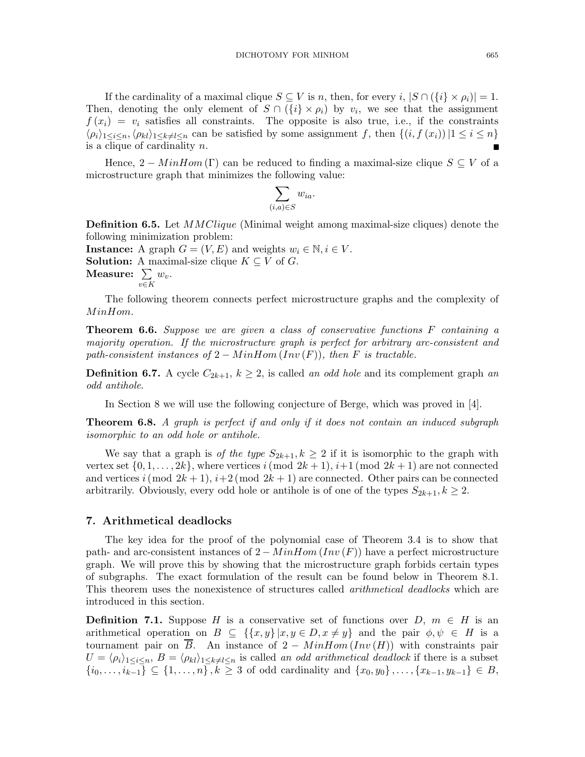If the cardinality of a maximal clique $S \subseteq V$ is $n$, then, for every $i$, $|S \cap (\{i\} \times \rho_i)| = 1$. Then, denoting the only element of $S \cap (\{i\} \times \rho_i)$ by $v_i$, we see that the assignment $f(x_i) = v_i$ satisfies all constraints. The opposite is also true, i.e., if the constraints $\langle \rho_i \rangle_{1 \leq i \leq n}, \langle \rho_{kl} \rangle_{1 \leq k \neq l \leq n}$ can be satisfied by some assignment $f$, then $\{(i, f(x_i)) | 1 \leq i \leq n\}$ is a clique of cardinality $n$. ∎

Hence, $2 - MinHom(\Gamma)$ can be reduced to finding a maximal-size clique $S \subseteq V$ of a microstructure graph that minimizes the following value:

$$\sum_{(i,a) \in S} w_{ia}.$$

**Definition 6.5.** Let $MMClique$ (Minimal weight among maximal-size cliques) denote the following minimization problem:
**Instance:** A graph $G = (V, E)$ and weights $w_i \in \mathbb{N}, i \in V$.
**Solution:** A maximal-size clique $K \subseteq V$ of $G$.
**Measure:** $\sum_{v \in K} w_v$.

The following theorem connects perfect microstructure graphs and the complexity of $MinHom$.

**Theorem 6.6.** *Suppose we are given a class of conservative functions $F$ containing a majority operation. If the microstructure graph is perfect for arbitrary arc-consistent and path-consistent instances of $2 - MinHom(Inv(F))$, then $F$ is tractable.*

**Definition 6.7.** A cycle $C_{2k+1}$, $k \geq 2$, is called *an odd hole* and its complement graph *an odd antihole*.

In Section 8 we will use the following conjecture of Berge, which was proved in [4].

**Theorem 6.8.** *A graph is perfect if and only if it does not contain an induced subgraph isomorphic to an odd hole or antihole.*

We say that a graph is *of the type $S_{2k+1}, k \geq 2$* if it is isomorphic to the graph with vertex set $\{0, 1, \ldots, 2k\}$, where vertices $i \,(\text{mod } 2k+1), i+1 \,(\text{mod } 2k+1)$ are not connected and vertices $i \,(\text{mod } 2k+1), i+2 \,(\text{mod } 2k+1)$ are connected. Other pairs can be connected arbitrarily. Obviously, every odd hole or antihole is of one of the types $S_{2k+1}, k \geq 2$.

## 7. Arithmetical deadlocks

The key idea for the proof of the polynomial case of Theorem 3.4 is to show that path- and arc-consistent instances of $2 - MinHom(Inv(F))$ have a perfect microstructure graph. We will prove this by showing that the microstructure graph forbids certain types of subgraphs. The exact formulation of the result can be found below in Theorem 8.1. This theorem uses the nonexistence of structures called *arithmetical deadlocks* which are introduced in this section.

**Definition 7.1.** Suppose $H$ is a conservative set of functions over $D$, $m \in H$ is an arithmetical operation on $B \subseteq \{\{x, y\} | x, y \in D, x \neq y\}$ and the pair $\phi, \psi \in H$ is a tournament pair on $\overline{B}$. An instance of $2 - MinHom(Inv(H))$ with constraints pair $U = \langle \rho_i \rangle_{1 \leq i \leq n}$, $B = \langle \rho_{kl} \rangle_{1 \leq k \neq l \leq n}$ is called *an odd arithmetical deadlock* if there is a subset $\{i_0, \ldots, i_{k-1}\} \subseteq \{1, \ldots, n\}, k \geq 3$ of odd cardinality and $\{x_0, y_0\}, \ldots, \{x_{k-1}, y_{k-1}\} \in B$,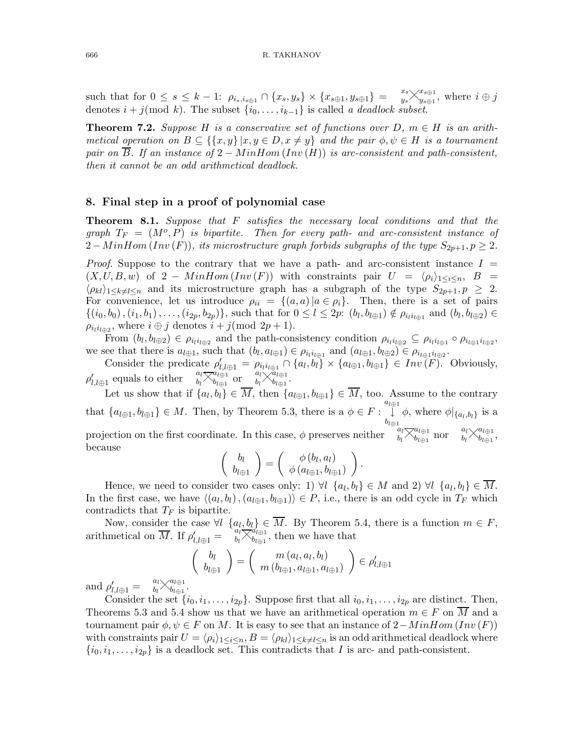such that for $0 \leq s \leq k-1$: $\rho_{i_s,i_{s\oplus 1}} \cap \{x_s, y_s\} \times \{x_{s\oplus 1}, y_{s\oplus 1}\} = {}^{x_s}_{y_s}\!\times^{x_{s\oplus 1}}_{y_{s\oplus 1}}$, where $i \oplus j$ denotes $i + j (\text{mod } k)$. The subset $\{i_0, \ldots, i_{k-1}\}$ is called *a deadlock subset*.

**Theorem 7.2.** *Suppose $H$ is a conservative set of functions over $D$, $m \in H$ is an arithmetical operation on $B \subseteq \{\{x, y\} \,|x, y \in D, x \neq y\}$ and the pair $\phi, \psi \in H$ is a tournament pair on $\overline{B}$. If an instance of $2 - MinHom\,(Inv\,(H))$ is arc-consistent and path-consistent, then it cannot be an odd arithmetical deadlock.*

## 8. Final step in a proof of polynomial case

**Theorem 8.1.** *Suppose that $F$ satisfies the necessary local conditions and that the graph $T_F = (M^o, P)$ is bipartite. Then for every path- and arc-consistent instance of $2 - MinHom\,(Inv\,(F))$, its microstructure graph forbids subgraphs of the type $S_{2p+1}, p \geq 2$.*

*Proof.* Suppose to the contrary that we have a path- and arc-consistent instance $I = (X, U, B, w)$ of $2 - MinHom\,(Inv\,(F))$ with constraints pair $U = \langle \rho_i \rangle_{1 \leq i \leq n}$, $B = \langle \rho_{kl} \rangle_{1 \leq k \neq l \leq n}$ and its microstructure graph has a subgraph of the type $S_{2p+1}, p \geq 2$. For convenience, let us introduce $\rho_{ii} = \{(a, a)\,| a \in \rho_i\}$. Then, there is a set of pairs $\{(i_0, b_0), (i_1, b_1), \ldots, (i_{2p}, b_{2p})\}$, such that for $0 \leq l \leq 2p$: $(b_l, b_{l\oplus 1}) \notin \rho_{i_l i_{l\oplus 1}}$ and $(b_l, b_{l\oplus 2}) \in \rho_{i_l i_{l\oplus 2}}$, where $i \oplus j$ denotes $i + j (\text{mod } 2p + 1)$.

From $(b_l, b_{l\oplus 2}) \in \rho_{i_l i_{l\oplus 2}}$ and the path-consistency condition $\rho_{i_l i_{l\oplus 2}} \subseteq \rho_{i_l i_{l\oplus 1}} \circ \rho_{i_{l\oplus 1} i_{l\oplus 2}}$, we see that there is $a_{l\oplus 1}$, such that $(b_l, a_{l\oplus 1}) \in \rho_{i_l i_{l\oplus 1}}$ and $(a_{l\oplus 1}, b_{l\oplus 2}) \in \rho_{i_{l\oplus 1} i_{l\oplus 2}}$.

Consider the predicate $\rho'_{l,l\oplus 1} = \rho_{i_l i_{l\oplus 1}} \cap \{a_l, b_l\} \times \{a_{l\oplus 1}, b_{l\oplus 1}\} \in Inv\,(F)$. Obviously, $\rho'_{l,l\oplus 1}$ equals to either ${}^{a_l}_{b_l}\!\overline{\times}^{a_{l\oplus 1}}_{b_{l\oplus 1}}$ or ${}^{a_l}_{b_l}\!\times^{a_{l\oplus 1}}_{b_{l\oplus 1}}$.

Let us show that if $\{a_l, b_l\} \in \overline{M}$, then $\{a_{l\oplus 1}, b_{l\oplus 1}\} \in \overline{M}$, too. Assume to the contrary that $\{a_{l\oplus 1}, b_{l\oplus 1}\} \in M$. Then, by Theorem 5.3, there is a $\phi \in F : \overset{a_{l\oplus 1}}{\underset{b_{l\oplus 1}}{\downarrow}} \phi$, where $\phi|_{\{a_l, b_l\}}$ is a projection on the first coordinate. In this case, $\phi$ preserves neither ${}^{a_l}_{b_l}\!\overline{\times}^{a_{l\oplus 1}}_{b_{l\oplus 1}}$ nor ${}^{a_l}_{b_l}\!\times^{a_{l\oplus 1}}_{b_{l\oplus 1}}$, because

$$\begin{pmatrix} b_l \\ b_{l\oplus 1} \end{pmatrix} = \begin{pmatrix} \phi\,(b_l, a_l) \\ \phi\,(a_{l\oplus 1}, b_{l\oplus 1}) \end{pmatrix}.$$

Hence, we need to consider two cases only: 1) $\forall l\ \{a_l, b_l\} \in M$ and 2) $\forall l\ \{a_l, b_l\} \in \overline{M}$. In the first case, we have $\langle (a_l, b_l), (a_{l\oplus 1}, b_{l\oplus 1}) \rangle \in P$, i.e., there is an odd cycle in $T_F$ which contradicts that $T_F$ is bipartite.

Now, consider the case $\forall l\ \{a_l, b_l\} \in \overline{M}$. By Theorem 5.4, there is a function $m \in F$, arithmetical on $\overline{M}$. If $\rho'_{l,l\oplus 1} = {}^{a_l}_{b_l}\!\overline{\times}^{a_{l\oplus 1}}_{b_{l\oplus 1}}$, then we have that

$$\begin{pmatrix} b_l \\ b_{l\oplus 1} \end{pmatrix} = \begin{pmatrix} m\,(a_l, a_l, b_l) \\ m\,(b_{l\oplus 1}, a_{l\oplus 1}, a_{l\oplus 1}) \end{pmatrix} \in \rho'_{l,l\oplus 1}$$

and $\rho'_{l,l\oplus 1} = {}^{a_l}_{b_l}\!\times^{a_{l\oplus 1}}_{b_{l\oplus 1}}$.

Consider the set $\{i_0, i_1, \ldots, i_{2p}\}$. Suppose first that all $i_0, i_1, \ldots, i_{2p}$ are distinct. Then, Theorems 5.3 and 5.4 show us that we have an arithmetical operation $m \in F$ on $\overline{M}$ and a tournament pair $\phi, \psi \in F$ on $M$. It is easy to see that an instance of $2 - MinHom\,(Inv\,(F))$ with constraints pair $U = \langle \rho_i \rangle_{1 \leq i \leq n}, B = \langle \rho_{kl} \rangle_{1 \leq k \neq l \leq n}$ is an odd arithmetical deadlock where $\{i_0, i_1, \ldots, i_{2p}\}$ is a deadlock set. This contradicts that $I$ is arc- and path-consistent.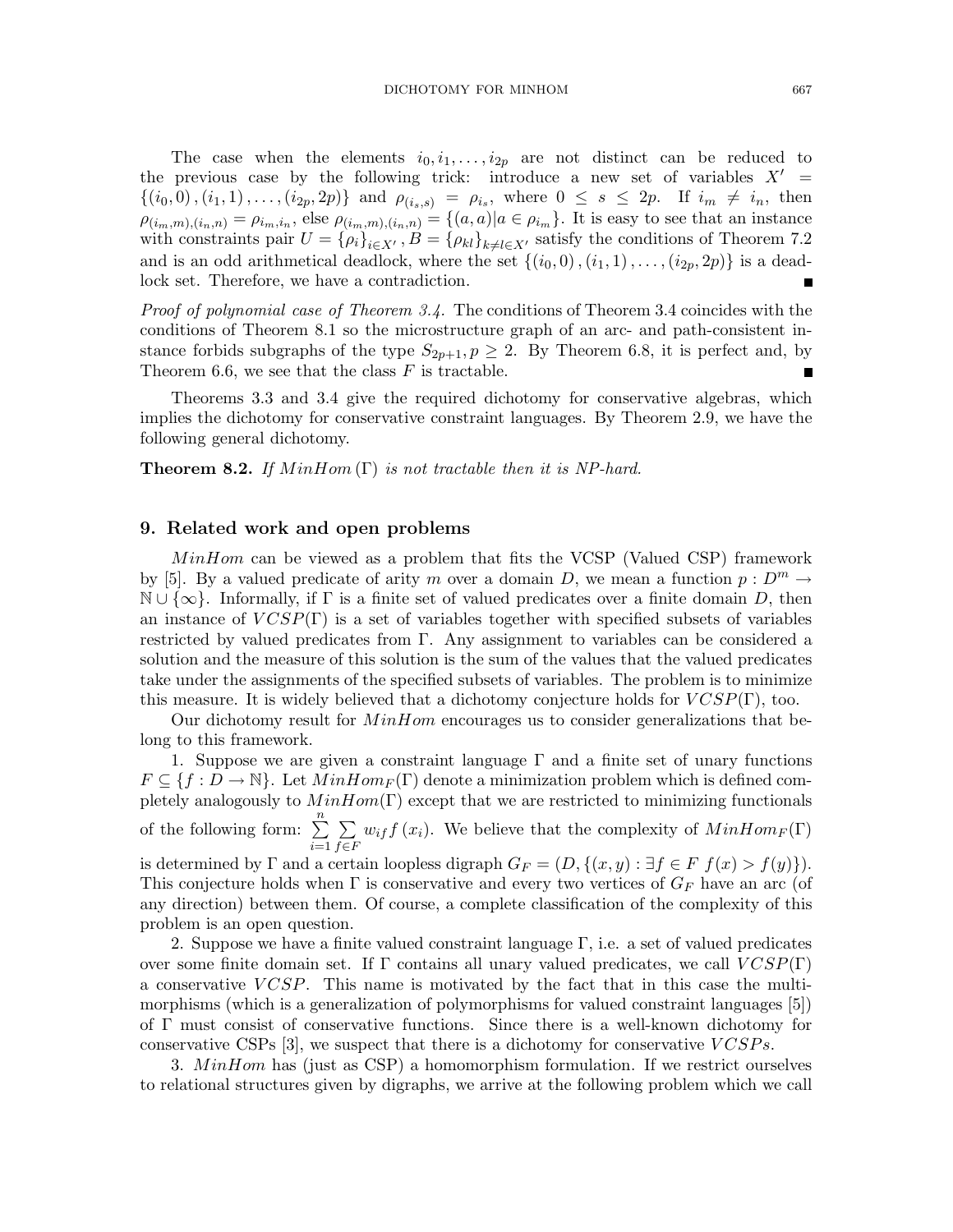The case when the elements $i_0, i_1, \ldots, i_{2p}$ are not distinct can be reduced to the previous case by the following trick: introduce a new set of variables $X' = \{(i_0, 0), (i_1, 1), \ldots, (i_{2p}, 2p)\}$ and $\rho_{(i_s,s)} = \rho_{i_s}$, where $0 \leq s \leq 2p$. If $i_m \neq i_n$, then $\rho_{(i_m,m),(i_n,n)} = \rho_{i_m,i_n}$, else $\rho_{(i_m,m),(i_n,n)} = \{(a,a) | a \in \rho_{i_m}\}$. It is easy to see that an instance with constraints pair $U = \{\rho_i\}_{i \in X'}$, $B = \{\rho_{kl}\}_{k \neq l \in X'}$ satisfy the conditions of Theorem 7.2 and is an odd arithmetical deadlock, where the set $\{(i_0, 0), (i_1, 1), \ldots, (i_{2p}, 2p)\}$ is a deadlock set. Therefore, we have a contradiction. ∎

*Proof of polynomial case of Theorem 3.4.* The conditions of Theorem 3.4 coincides with the conditions of Theorem 8.1 so the microstructure graph of an arc- and path-consistent instance forbids subgraphs of the type $S_{2p+1}, p \geq 2$. By Theorem 6.8, it is perfect and, by Theorem 6.6, we see that the class $F$ is tractable. ∎

Theorems 3.3 and 3.4 give the required dichotomy for conservative algebras, which implies the dichotomy for conservative constraint languages. By Theorem 2.9, we have the following general dichotomy.

**Theorem 8.2.** *If $MinHom(\Gamma)$ is not tractable then it is NP-hard.*

## 9. Related work and open problems

$MinHom$ can be viewed as a problem that fits the VCSP (Valued CSP) framework by [5]. By a valued predicate of arity $m$ over a domain $D$, we mean a function $p : D^m \to \mathbb{N} \cup \{\infty\}$. Informally, if $\Gamma$ is a finite set of valued predicates over a finite domain $D$, then an instance of $VCSP(\Gamma)$ is a set of variables together with specified subsets of variables restricted by valued predicates from $\Gamma$. Any assignment to variables can be considered a solution and the measure of this solution is the sum of the values that the valued predicates take under the assignments of the specified subsets of variables. The problem is to minimize this measure. It is widely believed that a dichotomy conjecture holds for $VCSP(\Gamma)$, too.

Our dichotomy result for $MinHom$ encourages us to consider generalizations that belong to this framework.

1. Suppose we are given a constraint language $\Gamma$ and a finite set of unary functions $F \subseteq \{f : D \to \mathbb{N}\}$. Let $MinHom_F(\Gamma)$ denote a minimization problem which is defined completely analogously to $MinHom(\Gamma)$ except that we are restricted to minimizing functionals of the following form: $\sum_{i=1}^{n} \sum_{f \in F} w_{if} f(x_i)$. We believe that the complexity of $MinHom_F(\Gamma)$ is determined by $\Gamma$ and a certain loopless digraph $G_F = (D, \{(x, y) : \exists f \in F \; f(x) > f(y)\})$. This conjecture holds when $\Gamma$ is conservative and every two vertices of $G_F$ have an arc (of any direction) between them. Of course, a complete classification of the complexity of this problem is an open question.

2. Suppose we have a finite valued constraint language $\Gamma$, i.e. a set of valued predicates over some finite domain set. If $\Gamma$ contains all unary valued predicates, we call $VCSP(\Gamma)$ a conservative $VCSP$. This name is motivated by the fact that in this case the multimorphisms (which is a generalization of polymorphisms for valued constraint languages [5]) of $\Gamma$ must consist of conservative functions. Since there is a well-known dichotomy for conservative CSPs [3], we suspect that there is a dichotomy for conservative $VCSPs$.

3. $MinHom$ has (just as CSP) a homomorphism formulation. If we restrict ourselves to relational structures given by digraphs, we arrive at the following problem which we call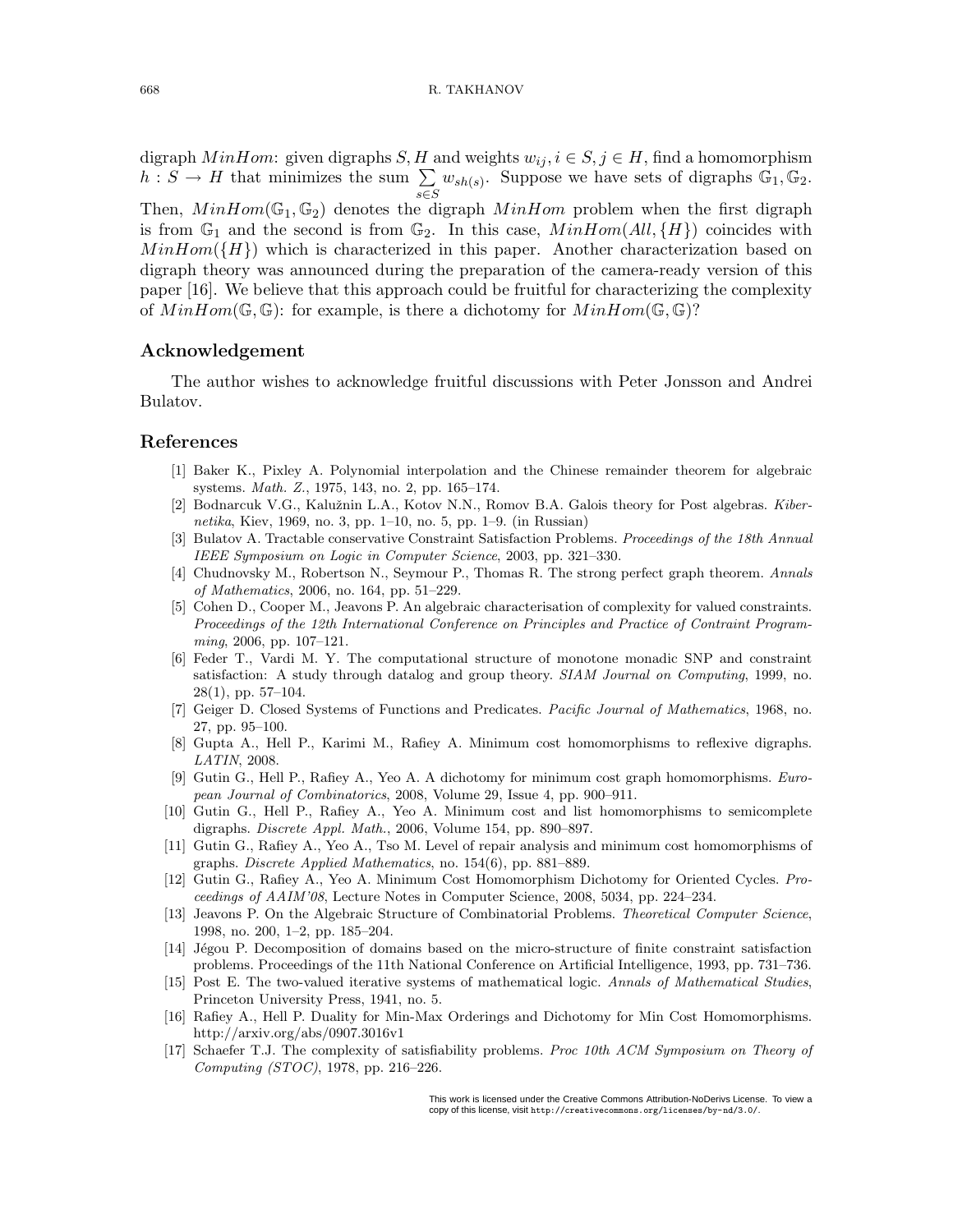digraph $MinHom$: given digraphs $S, H$ and weights $w_{ij}, i \in S, j \in H$, find a homomorphism $h : S \to H$ that minimizes the sum $\sum_{s \in S} w_{sh(s)}$. Suppose we have sets of digraphs $\mathbb{G}_1, \mathbb{G}_2$. Then, $MinHom(\mathbb{G}_1, \mathbb{G}_2)$ denotes the digraph $MinHom$ problem when the first digraph is from $\mathbb{G}_1$ and the second is from $\mathbb{G}_2$. In this case, $MinHom(All, \{H\})$ coincides with $MinHom(\{H\})$ which is characterized in this paper. Another characterization based on digraph theory was announced during the preparation of the camera-ready version of this paper [16]. We believe that this approach could be fruitful for characterizing the complexity of $MinHom(\mathbb{G}, \mathbb{G})$: for example, is there a dichotomy for $MinHom(\mathbb{G}, \mathbb{G})$?

## Acknowledgement

The author wishes to acknowledge fruitful discussions with Peter Jonsson and Andrei Bulatov.

## References

[1] Baker K., Pixley A. Polynomial interpolation and the Chinese remainder theorem for algebraic systems. *Math. Z.*, 1975, 143, no. 2, pp. 165–174.

[2] Bodnarcuk V.G., Kalužnin L.A., Kotov N.N., Romov B.A. Galois theory for Post algebras. *Kibernetika*, Kiev, 1969, no. 3, pp. 1–10, no. 5, pp. 1–9. (in Russian)

[3] Bulatov A. Tractable conservative Constraint Satisfaction Problems. *Proceedings of the 18th Annual IEEE Symposium on Logic in Computer Science*, 2003, pp. 321–330.

[4] Chudnovsky M., Robertson N., Seymour P., Thomas R. The strong perfect graph theorem. *Annals of Mathematics*, 2006, no. 164, pp. 51–229.

[5] Cohen D., Cooper M., Jeavons P. An algebraic characterisation of complexity for valued constraints. *Proceedings of the 12th International Conference on Principles and Practice of Contraint Programming*, 2006, pp. 107–121.

[6] Feder T., Vardi M. Y. The computational structure of monotone monadic SNP and constraint satisfaction: A study through datalog and group theory. *SIAM Journal on Computing*, 1999, no. 28(1), pp. 57–104.

[7] Geiger D. Closed Systems of Functions and Predicates. *Pacific Journal of Mathematics*, 1968, no. 27, pp. 95–100.

[8] Gupta A., Hell P., Karimi M., Rafiey A. Minimum cost homomorphisms to reflexive digraphs. *LATIN*, 2008.

[9] Gutin G., Hell P., Rafiey A., Yeo A. A dichotomy for minimum cost graph homomorphisms. *European Journal of Combinatorics*, 2008, Volume 29, Issue 4, pp. 900–911.

[10] Gutin G., Hell P., Rafiey A., Yeo A. Minimum cost and list homomorphisms to semicomplete digraphs. *Discrete Appl. Math.*, 2006, Volume 154, pp. 890–897.

[11] Gutin G., Rafiey A., Yeo A., Tso M. Level of repair analysis and minimum cost homomorphisms of graphs. *Discrete Applied Mathematics*, no. 154(6), pp. 881–889.

[12] Gutin G., Rafiey A., Yeo A. Minimum Cost Homomorphism Dichotomy for Oriented Cycles. *Proceedings of AAIM'08*, Lecture Notes in Computer Science, 2008, 5034, pp. 224–234.

[13] Jeavons P. On the Algebraic Structure of Combinatorial Problems. *Theoretical Computer Science*, 1998, no. 200, 1–2, pp. 185–204.

[14] Jégou P. Decomposition of domains based on the micro-structure of finite constraint satisfaction problems. Proceedings of the 11th National Conference on Artificial Intelligence, 1993, pp. 731–736.

[15] Post E. The two-valued iterative systems of mathematical logic. *Annals of Mathematical Studies*, Princeton University Press, 1941, no. 5.

[16] Rafiey A., Hell P. Duality for Min-Max Orderings and Dichotomy for Min Cost Homomorphisms. http://arxiv.org/abs/0907.3016v1

[17] Schaefer T.J. The complexity of satisfiability problems. *Proc 10th ACM Symposium on Theory of Computing (STOC)*, 1978, pp. 216–226.

This work is licensed under the Creative Commons Attribution-NoDerivs License. To view a copy of this license, visit http://creativecommons.org/licenses/by-nd/3.0/.